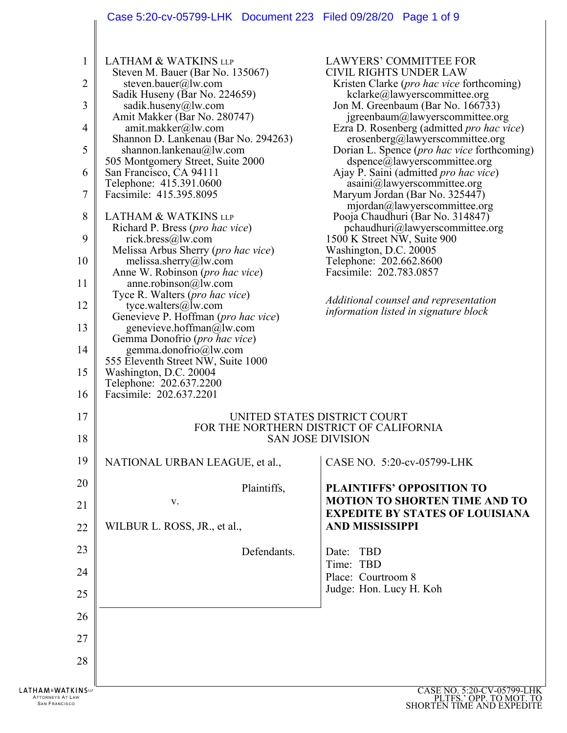LATHAM & WATKINS LLP
Steven M. Bauer (Bar No. 135067)
steven.bauer@lw.com
Sadik Huseny (Bar No. 224659)
sadik.huseny@lw.com
Amit Makker (Bar No. 280747)
amit.makker@lw.com
Shannon D. Lankenau (Bar No. 294263)
shannon.lankenau@lw.com
505 Montgomery Street, Suite 2000
San Francisco, CA 94111
Telephone: 415.391.0600
Facsimile: 415.395.8095

LATHAM & WATKINS LLP
Richard P. Bress (*pro hac vice*)
rick.bress@lw.com
Melissa Arbus Sherry (*pro hac vice*)
melissa.sherry@lw.com
Anne W. Robinson (*pro hac vice*)
anne.robinson@lw.com
Tyce R. Walters (*pro hac vice*)
tyce.walters@lw.com
Genevieve P. Hoffman (*pro hac vice*)
genevieve.hoffman@lw.com
Gemma Donofrio (*pro hac vice*)
gemma.donofrio@lw.com
555 Eleventh Street NW, Suite 1000
Washington, D.C. 20004
Telephone: 202.637.2200
Facsimile: 202.637.2201

LAWYERS' COMMITTEE FOR CIVIL RIGHTS UNDER LAW
Kristen Clarke (*pro hac vice* forthcoming)
kclarke@lawyerscommittee.org
Jon M. Greenbaum (Bar No. 166733)
jgreenbaum@lawyerscommittee.org
Ezra D. Rosenberg (admitted *pro hac vice*)
erosenberg@lawyerscommittee.org
Dorian L. Spence (*pro hac vice* forthcoming)
dspence@lawyerscommittee.org
Ajay P. Saini (admitted *pro hac vice*)
asaini@lawyerscommittee.org
Maryum Jordan (Bar No. 325447)
mjordan@lawyerscommittee.org
Pooja Chaudhuri (Bar No. 314847)
pchaudhuri@lawyerscommittee.org
1500 K Street NW, Suite 900
Washington, D.C. 20005
Telephone: 202.662.8600
Facsimile: 202.783.0857

*Additional counsel and representation information listed in signature block*

UNITED STATES DISTRICT COURT
FOR THE NORTHERN DISTRICT OF CALIFORNIA
SAN JOSE DIVISION

NATIONAL URBAN LEAGUE, et al.,

Plaintiffs,

v.

WILBUR L. ROSS, JR., et al.,

Defendants.

CASE NO. 5:20-cv-05799-LHK

**PLAINTIFFS' OPPOSITION TO MOTION TO SHORTEN TIME AND TO EXPEDITE BY STATES OF LOUISIANA AND MISSISSIPPI**

Date: TBD
Time: TBD
Place: Courtroom 8
Judge: Hon. Lucy H. Koh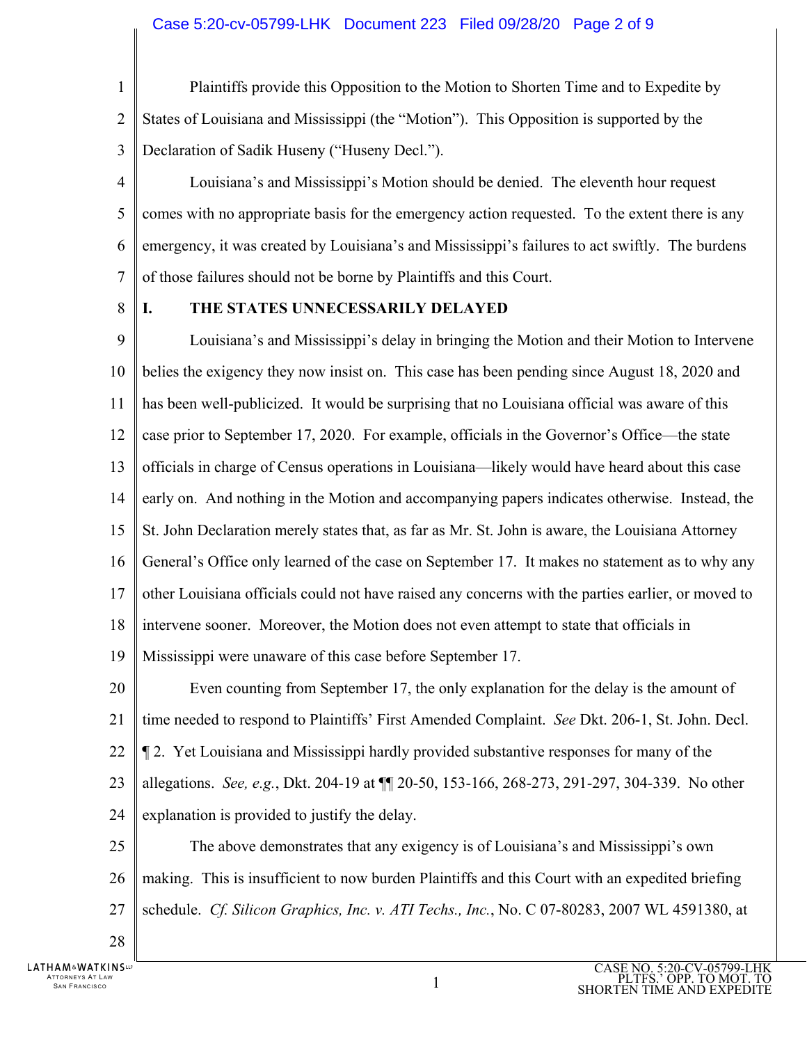Plaintiffs provide this Opposition to the Motion to Shorten Time and to Expedite by States of Louisiana and Mississippi (the "Motion"). This Opposition is supported by the Declaration of Sadik Huseny ("Huseny Decl.").

Louisiana's and Mississippi's Motion should be denied. The eleventh hour request comes with no appropriate basis for the emergency action requested. To the extent there is any emergency, it was created by Louisiana's and Mississippi's failures to act swiftly. The burdens of those failures should not be borne by Plaintiffs and this Court.

## I. THE STATES UNNECESSARILY DELAYED

Louisiana's and Mississippi's delay in bringing the Motion and their Motion to Intervene belies the exigency they now insist on. This case has been pending since August 18, 2020 and has been well-publicized. It would be surprising that no Louisiana official was aware of this case prior to September 17, 2020. For example, officials in the Governor's Office—the state officials in charge of Census operations in Louisiana—likely would have heard about this case early on. And nothing in the Motion and accompanying papers indicates otherwise. Instead, the St. John Declaration merely states that, as far as Mr. St. John is aware, the Louisiana Attorney General's Office only learned of the case on September 17. It makes no statement as to why any other Louisiana officials could not have raised any concerns with the parties earlier, or moved to intervene sooner. Moreover, the Motion does not even attempt to state that officials in Mississippi were unaware of this case before September 17.

Even counting from September 17, the only explanation for the delay is the amount of time needed to respond to Plaintiffs' First Amended Complaint. *See* Dkt. 206-1, St. John. Decl. ¶ 2. Yet Louisiana and Mississippi hardly provided substantive responses for many of the allegations. *See, e.g.*, Dkt. 204-19 at ¶¶ 20-50, 153-166, 268-273, 291-297, 304-339. No other explanation is provided to justify the delay.

The above demonstrates that any exigency is of Louisiana's and Mississippi's own making. This is insufficient to now burden Plaintiffs and this Court with an expedited briefing schedule. *Cf. Silicon Graphics, Inc. v. ATI Techs., Inc.*, No. C 07-80283, 2007 WL 4591380, at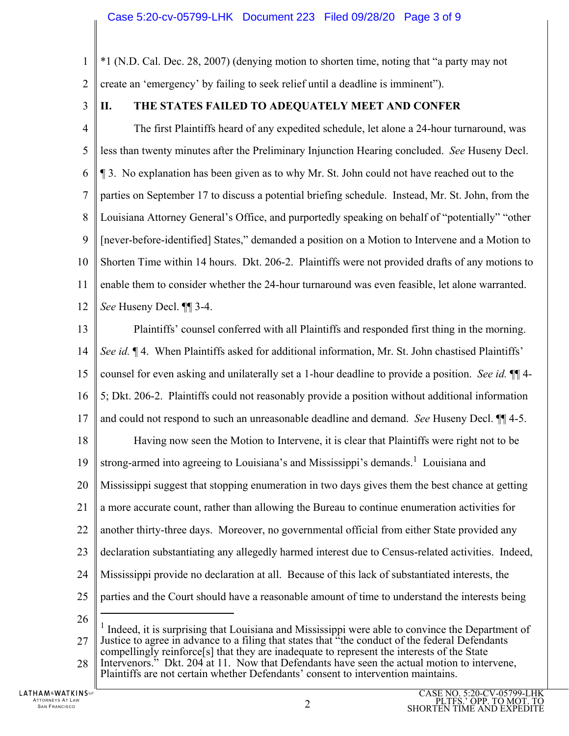*1 (N.D. Cal. Dec. 28, 2007) (denying motion to shorten time, noting that "a party may not create an 'emergency' by failing to seek relief until a deadline is imminent").

## II. THE STATES FAILED TO ADEQUATELY MEET AND CONFER

The first Plaintiffs heard of any expedited schedule, let alone a 24-hour turnaround, was less than twenty minutes after the Preliminary Injunction Hearing concluded. *See* Huseny Decl. ¶ 3. No explanation has been given as to why Mr. St. John could not have reached out to the parties on September 17 to discuss a potential briefing schedule. Instead, Mr. St. John, from the Louisiana Attorney General's Office, and purportedly speaking on behalf of "potentially" "other [never-before-identified] States," demanded a position on a Motion to Intervene and a Motion to Shorten Time within 14 hours. Dkt. 206-2. Plaintiffs were not provided drafts of any motions to enable them to consider whether the 24-hour turnaround was even feasible, let alone warranted. *See* Huseny Decl. ¶¶ 3-4.

Plaintiffs' counsel conferred with all Plaintiffs and responded first thing in the morning. *See id.* ¶ 4. When Plaintiffs asked for additional information, Mr. St. John chastised Plaintiffs' counsel for even asking and unilaterally set a 1-hour deadline to provide a position. *See id.* ¶¶ 4-5; Dkt. 206-2. Plaintiffs could not reasonably provide a position without additional information and could not respond to such an unreasonable deadline and demand. *See* Huseny Decl. ¶¶ 4-5.

Having now seen the Motion to Intervene, it is clear that Plaintiffs were right not to be strong-armed into agreeing to Louisiana's and Mississippi's demands.[1] Louisiana and Mississippi suggest that stopping enumeration in two days gives them the best chance at getting a more accurate count, rather than allowing the Bureau to continue enumeration activities for another thirty-three days. Moreover, no governmental official from either State provided any declaration substantiating any allegedly harmed interest due to Census-related activities. Indeed, Mississippi provide no declaration at all. Because of this lack of substantiated interests, the parties and the Court should have a reasonable amount of time to understand the interests being

---

[1] Indeed, it is surprising that Louisiana and Mississippi were able to convince the Department of Justice to agree in advance to a filing that states that "the conduct of the federal Defendants compellingly reinforce[s] that they are inadequate to represent the interests of the State Intervenors." Dkt. 204 at 11. Now that Defendants have seen the actual motion to intervene, Plaintiffs are not certain whether Defendants' consent to intervention maintains.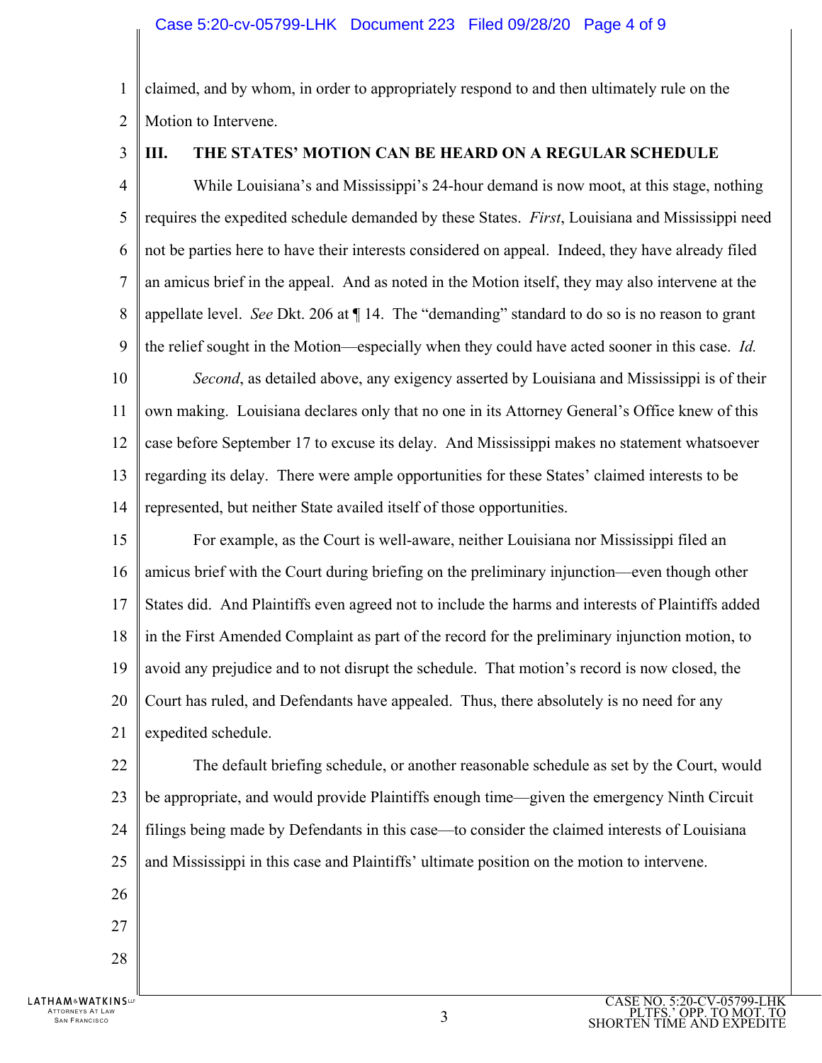claimed, and by whom, in order to appropriately respond to and then ultimately rule on the Motion to Intervene.

## III. THE STATES' MOTION CAN BE HEARD ON A REGULAR SCHEDULE

While Louisiana's and Mississippi's 24-hour demand is now moot, at this stage, nothing requires the expedited schedule demanded by these States. *First*, Louisiana and Mississippi need not be parties here to have their interests considered on appeal. Indeed, they have already filed an amicus brief in the appeal. And as noted in the Motion itself, they may also intervene at the appellate level. *See* Dkt. 206 at ¶ 14. The "demanding" standard to do so is no reason to grant the relief sought in the Motion—especially when they could have acted sooner in this case. *Id.*

*Second*, as detailed above, any exigency asserted by Louisiana and Mississippi is of their own making. Louisiana declares only that no one in its Attorney General's Office knew of this case before September 17 to excuse its delay. And Mississippi makes no statement whatsoever regarding its delay. There were ample opportunities for these States' claimed interests to be represented, but neither State availed itself of those opportunities.

For example, as the Court is well-aware, neither Louisiana nor Mississippi filed an amicus brief with the Court during briefing on the preliminary injunction—even though other States did. And Plaintiffs even agreed not to include the harms and interests of Plaintiffs added in the First Amended Complaint as part of the record for the preliminary injunction motion, to avoid any prejudice and to not disrupt the schedule. That motion's record is now closed, the Court has ruled, and Defendants have appealed. Thus, there absolutely is no need for any expedited schedule.

The default briefing schedule, or another reasonable schedule as set by the Court, would be appropriate, and would provide Plaintiffs enough time—given the emergency Ninth Circuit filings being made by Defendants in this case—to consider the claimed interests of Louisiana and Mississippi in this case and Plaintiffs' ultimate position on the motion to intervene.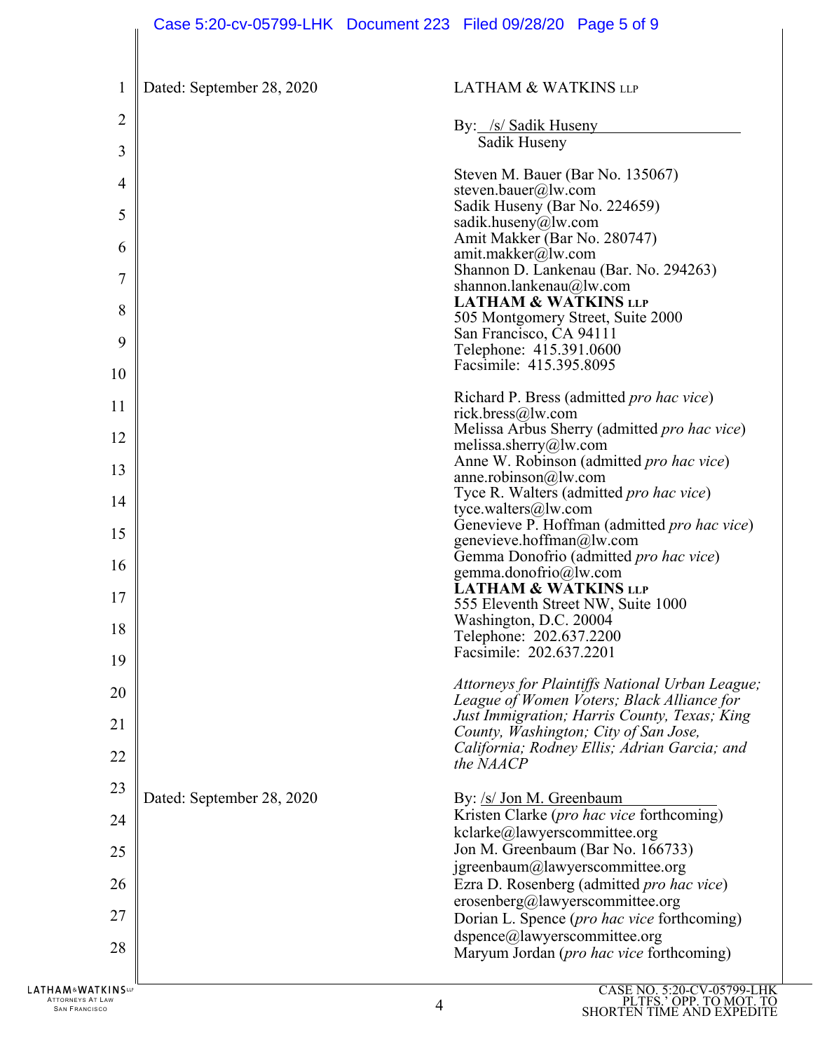Dated: September 28, 2020

LATHAM & WATKINS LLP

By: /s/ Sadik Huseny
Sadik Huseny

Steven M. Bauer (Bar No. 135067)
steven.bauer@lw.com
Sadik Huseny (Bar No. 224659)
sadik.huseny@lw.com
Amit Makker (Bar No. 280747)
amit.makker@lw.com
Shannon D. Lankenau (Bar. No. 294263)
shannon.lankenau@lw.com
**LATHAM & WATKINS LLP**
505 Montgomery Street, Suite 2000
San Francisco, CA 94111
Telephone: 415.391.0600
Facsimile: 415.395.8095

Richard P. Bress (admitted *pro hac vice*)
rick.bress@lw.com
Melissa Arbus Sherry (admitted *pro hac vice*)
melissa.sherry@lw.com
Anne W. Robinson (admitted *pro hac vice*)
anne.robinson@lw.com
Tyce R. Walters (admitted *pro hac vice*)
tyce.walters@lw.com
Genevieve P. Hoffman (admitted *pro hac vice*)
genevieve.hoffman@lw.com
Gemma Donofrio (admitted *pro hac vice*)
gemma.donofrio@lw.com
**LATHAM & WATKINS LLP**
555 Eleventh Street NW, Suite 1000
Washington, D.C. 20004
Telephone: 202.637.2200
Facsimile: 202.637.2201

*Attorneys for Plaintiffs National Urban League; League of Women Voters; Black Alliance for Just Immigration; Harris County, Texas; King County, Washington; City of San Jose, California; Rodney Ellis; Adrian Garcia; and the NAACP*

Dated: September 28, 2020

By: /s/ Jon M. Greenbaum
Kristen Clarke (*pro hac vice* forthcoming)
kclarke@lawyerscommittee.org
Jon M. Greenbaum (Bar No. 166733)
jgreenbaum@lawyerscommittee.org
Ezra D. Rosenberg (admitted *pro hac vice*)
erosenberg@lawyerscommittee.org
Dorian L. Spence (*pro hac vice* forthcoming)
dspence@lawyerscommittee.org
Maryum Jordan (*pro hac vice* forthcoming)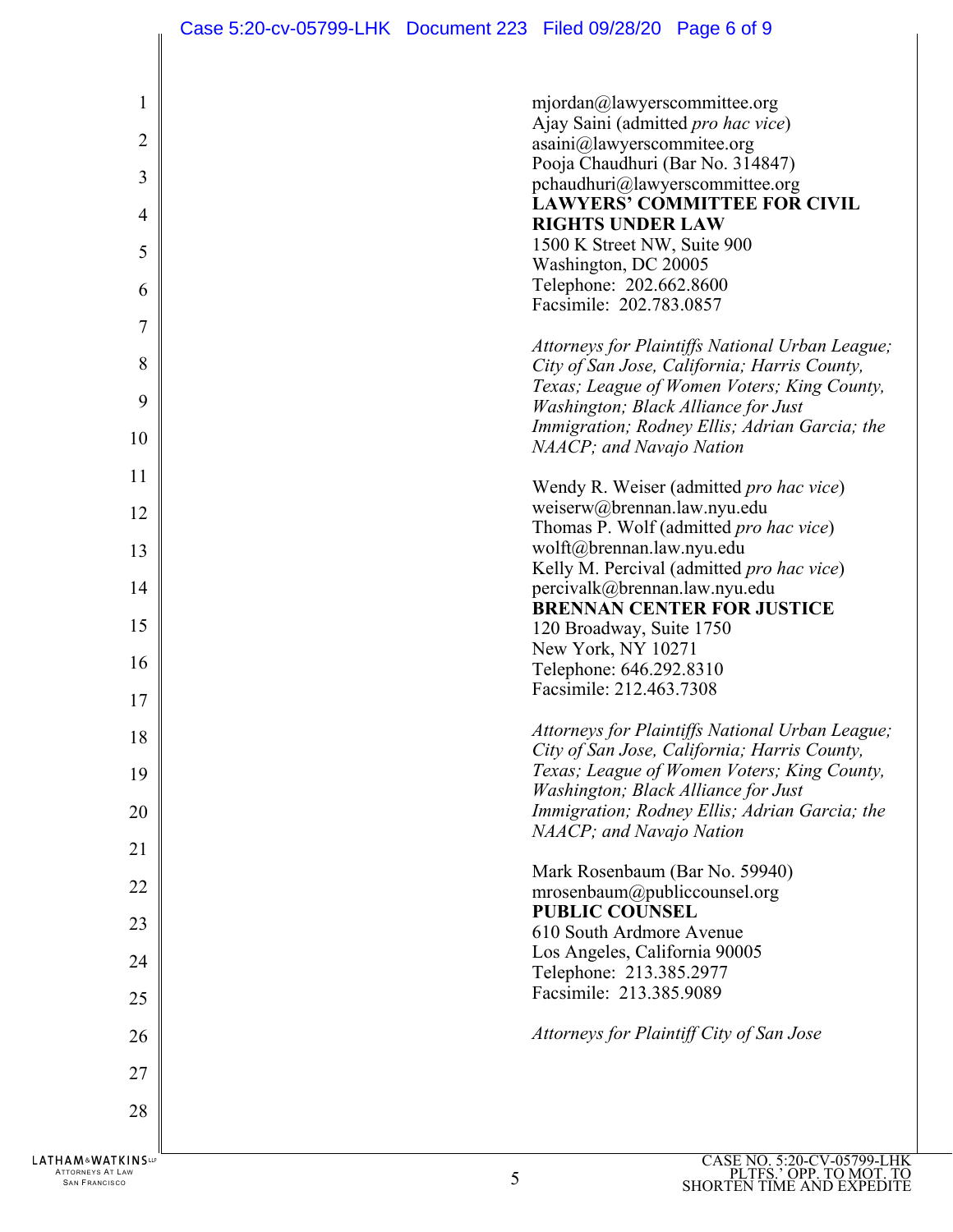mjordan@lawyerscommittee.org
Ajay Saini (admitted *pro hac vice*)
asaini@lawyerscommitee.org
Pooja Chaudhuri (Bar No. 314847)
pchaudhuri@lawyerscommittee.org
**LAWYERS' COMMITTEE FOR CIVIL RIGHTS UNDER LAW**
1500 K Street NW, Suite 900
Washington, DC 20005
Telephone: 202.662.8600
Facsimile: 202.783.0857

*Attorneys for Plaintiffs National Urban League; City of San Jose, California; Harris County, Texas; League of Women Voters; King County, Washington; Black Alliance for Just Immigration; Rodney Ellis; Adrian Garcia; the NAACP; and Navajo Nation*

Wendy R. Weiser (admitted *pro hac vice*)
weiserw@brennan.law.nyu.edu
Thomas P. Wolf (admitted *pro hac vice*)
wolft@brennan.law.nyu.edu
Kelly M. Percival (admitted *pro hac vice*)
percivalk@brennan.law.nyu.edu
**BRENNAN CENTER FOR JUSTICE**
120 Broadway, Suite 1750
New York, NY 10271
Telephone: 646.292.8310
Facsimile: 212.463.7308

*Attorneys for Plaintiffs National Urban League; City of San Jose, California; Harris County, Texas; League of Women Voters; King County, Washington; Black Alliance for Just Immigration; Rodney Ellis; Adrian Garcia; the NAACP; and Navajo Nation*

Mark Rosenbaum (Bar No. 59940)
mrosenbaum@publiccounsel.org
**PUBLIC COUNSEL**
610 South Ardmore Avenue
Los Angeles, California 90005
Telephone: 213.385.2977
Facsimile: 213.385.9089

*Attorneys for Plaintiff City of San Jose*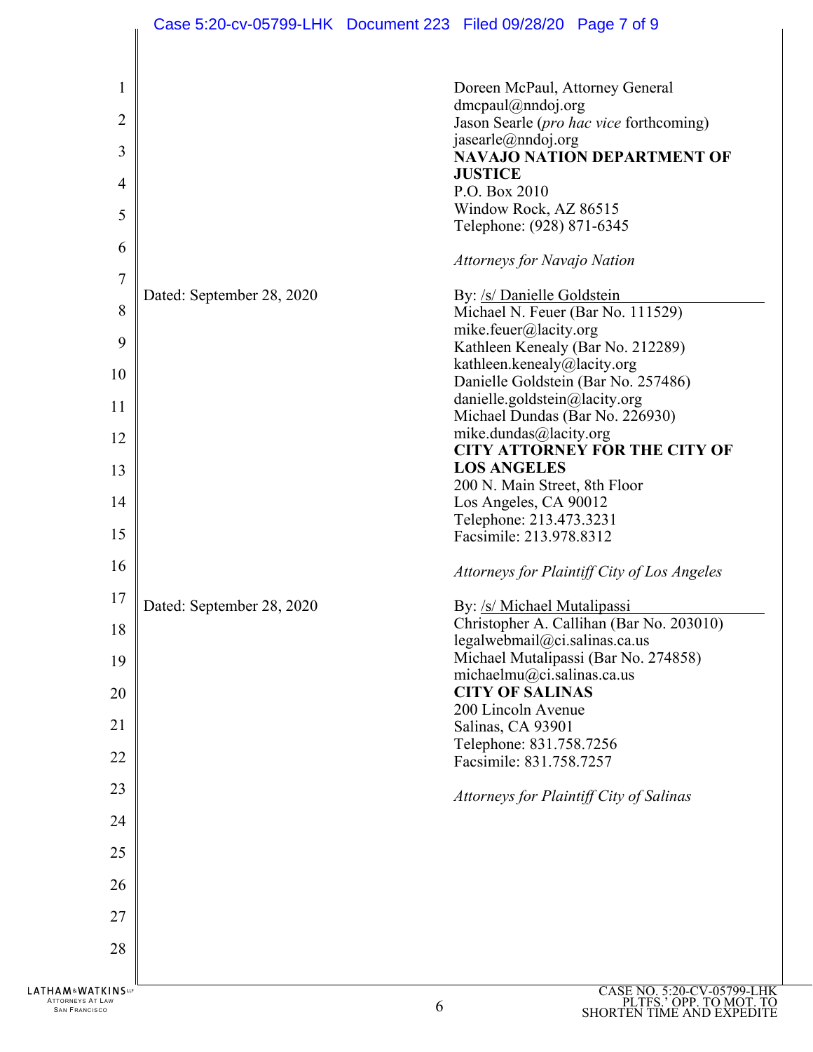Doreen McPaul, Attorney General
dmcpaul@nndoj.org
Jason Searle (*pro hac vice* forthcoming)
jasearle@nndoj.org
**NAVAJO NATION DEPARTMENT OF JUSTICE**
P.O. Box 2010
Window Rock, AZ 86515
Telephone: (928) 871-6345

*Attorneys for Navajo Nation*

Dated: September 28, 2020

By: /s/ Danielle Goldstein
Michael N. Feuer (Bar No. 111529)
mike.feuer@lacity.org
Kathleen Kenealy (Bar No. 212289)
kathleen.kenealy@lacity.org
Danielle Goldstein (Bar No. 257486)
danielle.goldstein@lacity.org
Michael Dundas (Bar No. 226930)
mike.dundas@lacity.org
**CITY ATTORNEY FOR THE CITY OF LOS ANGELES**
200 N. Main Street, 8th Floor
Los Angeles, CA 90012
Telephone: 213.473.3231
Facsimile: 213.978.8312

*Attorneys for Plaintiff City of Los Angeles*

Dated: September 28, 2020

By: /s/ Michael Mutalipassi
Christopher A. Callihan (Bar No. 203010)
legalwebmail@ci.salinas.ca.us
Michael Mutalipassi (Bar No. 274858)
michaelmu@ci.salinas.ca.us
**CITY OF SALINAS**
200 Lincoln Avenue
Salinas, CA 93901
Telephone: 831.758.7256
Facsimile: 831.758.7257

*Attorneys for Plaintiff City of Salinas*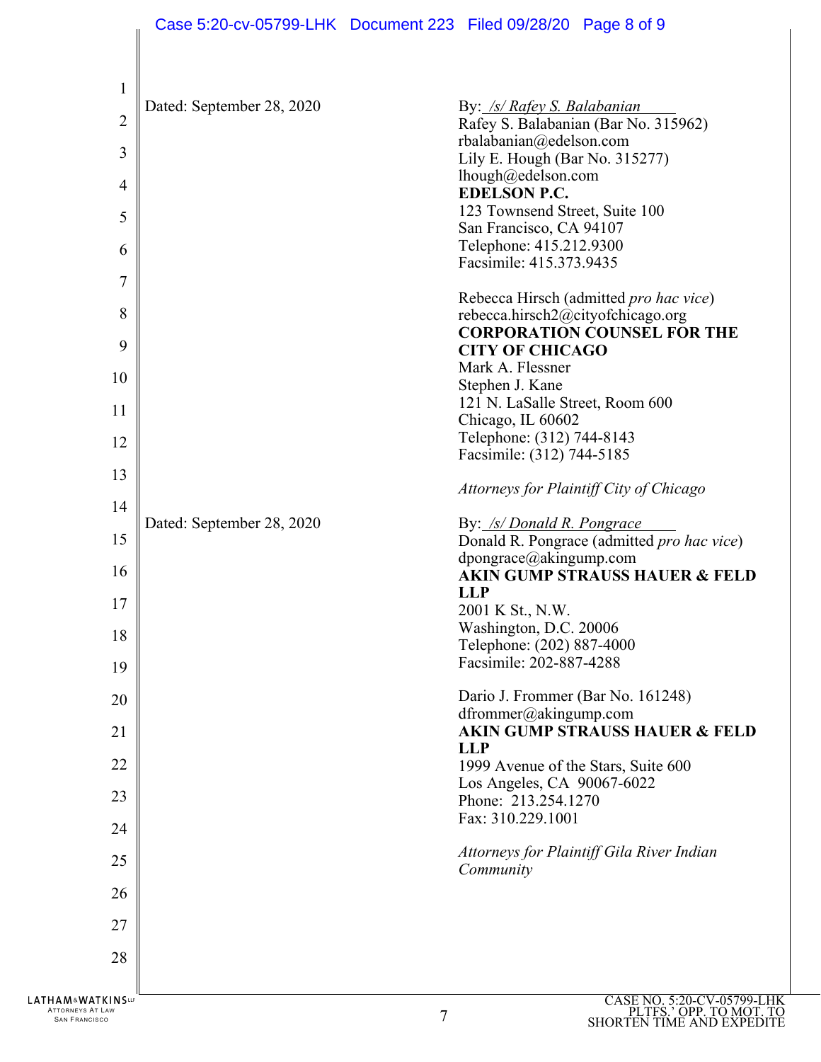Dated: September 28, 2020

By: */s/ Rafey S. Balabanian*
Rafey S. Balabanian (Bar No. 315962)
rbalabanian@edelson.com
Lily E. Hough (Bar No. 315277)
lhough@edelson.com
**EDELSON P.C.**
123 Townsend Street, Suite 100
San Francisco, CA 94107
Telephone: 415.212.9300
Facsimile: 415.373.9435

Rebecca Hirsch (admitted *pro hac vice*)
rebecca.hirsch2@cityofchicago.org
**CORPORATION COUNSEL FOR THE CITY OF CHICAGO**
Mark A. Flessner
Stephen J. Kane
121 N. LaSalle Street, Room 600
Chicago, IL 60602
Telephone: (312) 744-8143
Facsimile: (312) 744-5185

*Attorneys for Plaintiff City of Chicago*

Dated: September 28, 2020

By: */s/ Donald R. Pongrace*
Donald R. Pongrace (admitted *pro hac vice*)
dpongrace@akingump.com
**AKIN GUMP STRAUSS HAUER & FELD LLP**
2001 K St., N.W.
Washington, D.C. 20006
Telephone: (202) 887-4000
Facsimile: 202-887-4288

Dario J. Frommer (Bar No. 161248)
dfrommer@akingump.com
**AKIN GUMP STRAUSS HAUER & FELD LLP**
1999 Avenue of the Stars, Suite 600
Los Angeles, CA 90067-6022
Phone: 213.254.1270
Fax: 310.229.1001

*Attorneys for Plaintiff Gila River Indian Community*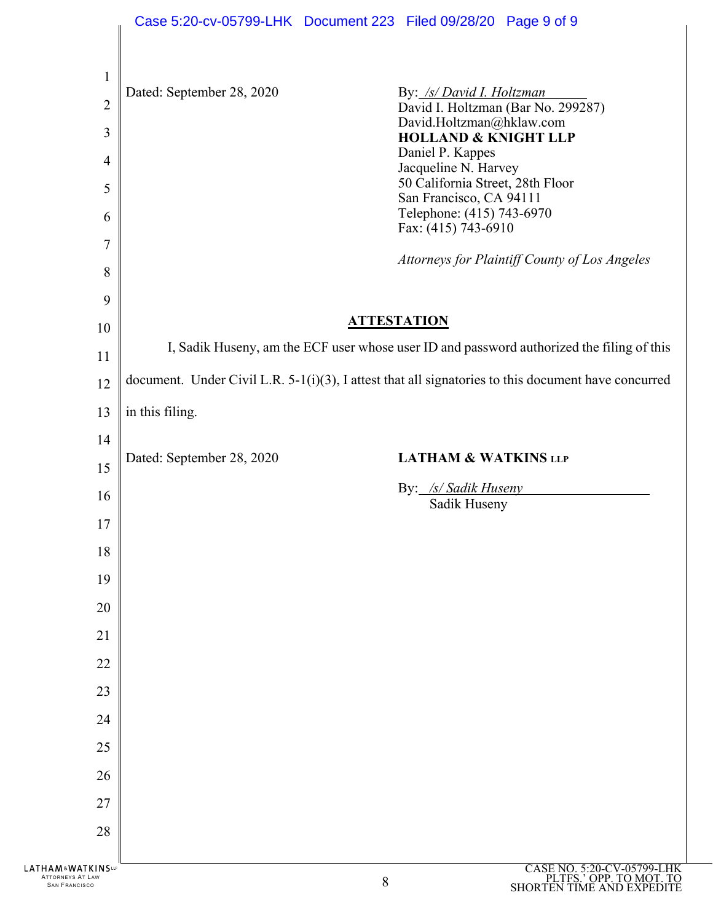Dated: September 28, 2020

By: */s/ David I. Holtzman*
David I. Holtzman (Bar No. 299287)
David.Holtzman@hklaw.com
**HOLLAND & KNIGHT LLP**
Daniel P. Kappes
Jacqueline N. Harvey
50 California Street, 28th Floor
San Francisco, CA 94111
Telephone: (415) 743-6970
Fax: (415) 743-6910

*Attorneys for Plaintiff County of Los Angeles*

## ATTESTATION

I, Sadik Huseny, am the ECF user whose user ID and password authorized the filing of this document. Under Civil L.R. 5-1(i)(3), I attest that all signatories to this document have concurred in this filing.

Dated: September 28, 2020

**LATHAM & WATKINS LLP**

By: */s/ Sadik Huseny*
Sadik Huseny